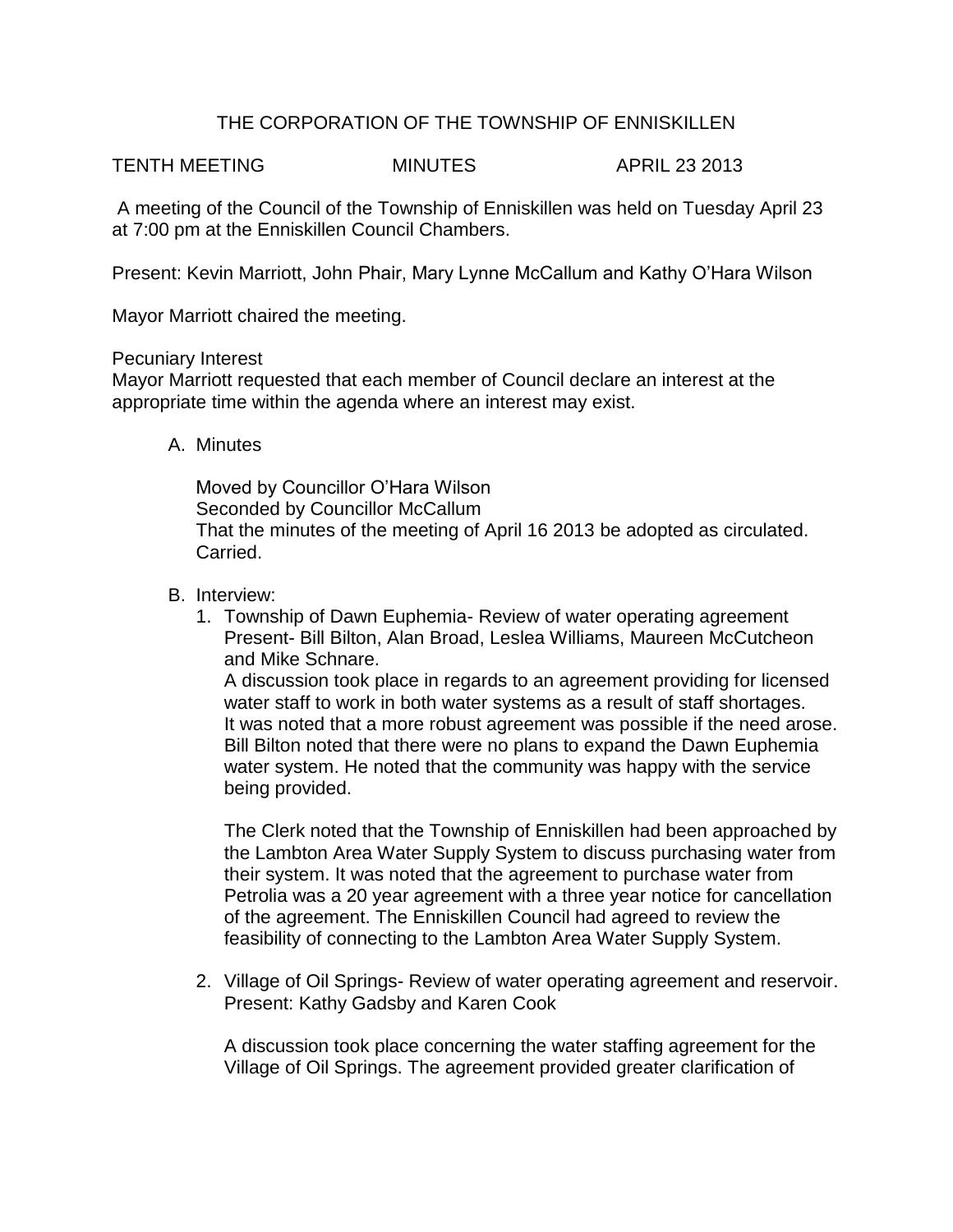# THE CORPORATION OF THE TOWNSHIP OF ENNISKILLEN

TENTH MEETING MINUTES APRIL 23 2013

A meeting of the Council of the Township of Enniskillen was held on Tuesday April 23 at 7:00 pm at the Enniskillen Council Chambers.

Present: Kevin Marriott, John Phair, Mary Lynne McCallum and Kathy O'Hara Wilson

Mayor Marriott chaired the meeting.

Pecuniary Interest
Mayor Marriott requested that each member of Council declare an interest at the appropriate time within the agenda where an interest may exist.

A. Minutes

   Moved by Councillor O'Hara Wilson
   Seconded by Councillor McCallum
   That the minutes of the meeting of April 16 2013 be adopted as circulated.
   Carried.

B. Interview:

   1. Township of Dawn Euphemia- Review of water operating agreement
      Present- Bill Bilton, Alan Broad, Leslea Williams, Maureen McCutcheon and Mike Schnare.
      A discussion took place in regards to an agreement providing for licensed water staff to work in both water systems as a result of staff shortages. It was noted that a more robust agreement was possible if the need arose. Bill Bilton noted that there were no plans to expand the Dawn Euphemia water system. He noted that the community was happy with the service being provided.

      The Clerk noted that the Township of Enniskillen had been approached by the Lambton Area Water Supply System to discuss purchasing water from their system. It was noted that the agreement to purchase water from Petrolia was a 20 year agreement with a three year notice for cancellation of the agreement. The Enniskillen Council had agreed to review the feasibility of connecting to the Lambton Area Water Supply System.

   2. Village of Oil Springs- Review of water operating agreement and reservoir.
      Present: Kathy Gadsby and Karen Cook

      A discussion took place concerning the water staffing agreement for the Village of Oil Springs. The agreement provided greater clarification of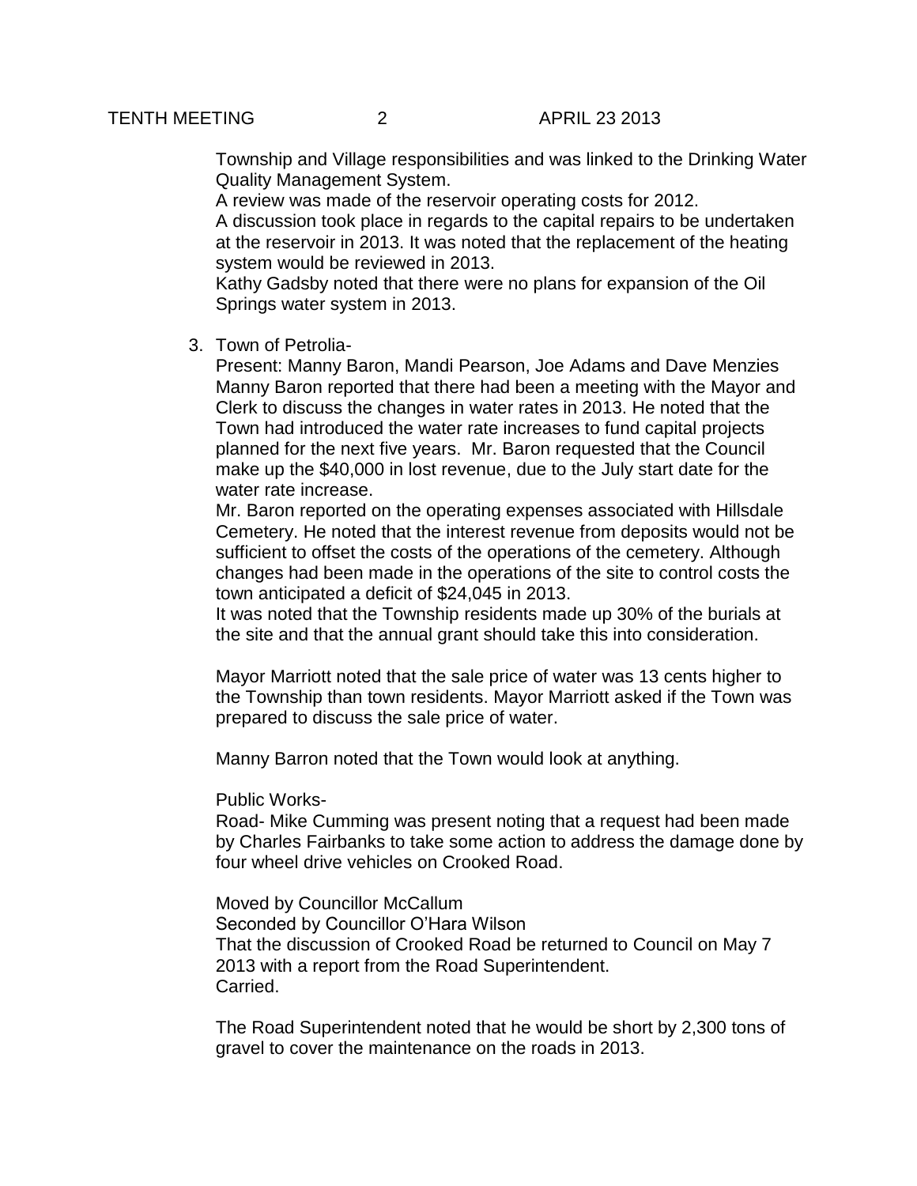Township and Village responsibilities and was linked to the Drinking Water Quality Management System.
A review was made of the reservoir operating costs for 2012.
A discussion took place in regards to the capital repairs to be undertaken at the reservoir in 2013. It was noted that the replacement of the heating system would be reviewed in 2013.
Kathy Gadsby noted that there were no plans for expansion of the Oil Springs water system in 2013.

3. Town of Petrolia-
   Present: Manny Baron, Mandi Pearson, Joe Adams and Dave Menzies
   Manny Baron reported that there had been a meeting with the Mayor and Clerk to discuss the changes in water rates in 2013. He noted that the Town had introduced the water rate increases to fund capital projects planned for the next five years. Mr. Baron requested that the Council make up the $40,000 in lost revenue, due to the July start date for the water rate increase.
   Mr. Baron reported on the operating expenses associated with Hillsdale Cemetery. He noted that the interest revenue from deposits would not be sufficient to offset the costs of the operations of the cemetery. Although changes had been made in the operations of the site to control costs the town anticipated a deficit of $24,045 in 2013.
   It was noted that the Township residents made up 30% of the burials at the site and that the annual grant should take this into consideration.

   Mayor Marriott noted that the sale price of water was 13 cents higher to the Township than town residents. Mayor Marriott asked if the Town was prepared to discuss the sale price of water.

   Manny Barron noted that the Town would look at anything.

   Public Works-
   Road- Mike Cumming was present noting that a request had been made by Charles Fairbanks to take some action to address the damage done by four wheel drive vehicles on Crooked Road.

   Moved by Councillor McCallum
   Seconded by Councillor O'Hara Wilson
   That the discussion of Crooked Road be returned to Council on May 7 2013 with a report from the Road Superintendent.
   Carried.

   The Road Superintendent noted that he would be short by 2,300 tons of gravel to cover the maintenance on the roads in 2013.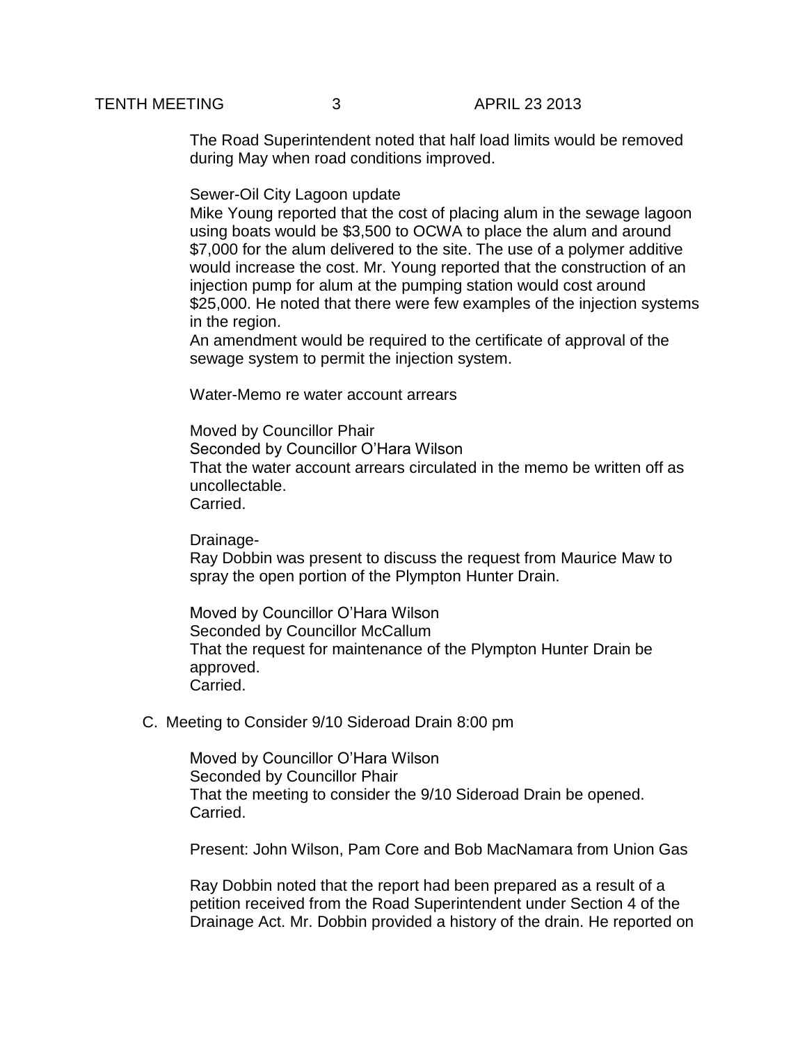The Road Superintendent noted that half load limits would be removed during May when road conditions improved.

Sewer-Oil City Lagoon update

Mike Young reported that the cost of placing alum in the sewage lagoon using boats would be $3,500 to OCWA to place the alum and around $7,000 for the alum delivered to the site. The use of a polymer additive would increase the cost. Mr. Young reported that the construction of an injection pump for alum at the pumping station would cost around $25,000. He noted that there were few examples of the injection systems in the region.

An amendment would be required to the certificate of approval of the sewage system to permit the injection system.

Water-Memo re water account arrears

Moved by Councillor Phair
Seconded by Councillor O'Hara Wilson
That the water account arrears circulated in the memo be written off as uncollectable.
Carried.

Drainage-

Ray Dobbin was present to discuss the request from Maurice Maw to spray the open portion of the Plympton Hunter Drain.

Moved by Councillor O'Hara Wilson
Seconded by Councillor McCallum
That the request for maintenance of the Plympton Hunter Drain be approved.
Carried.

C. Meeting to Consider 9/10 Sideroad Drain 8:00 pm

Moved by Councillor O'Hara Wilson
Seconded by Councillor Phair
That the meeting to consider the 9/10 Sideroad Drain be opened.
Carried.

Present: John Wilson, Pam Core and Bob MacNamara from Union Gas

Ray Dobbin noted that the report had been prepared as a result of a petition received from the Road Superintendent under Section 4 of the Drainage Act. Mr. Dobbin provided a history of the drain. He reported on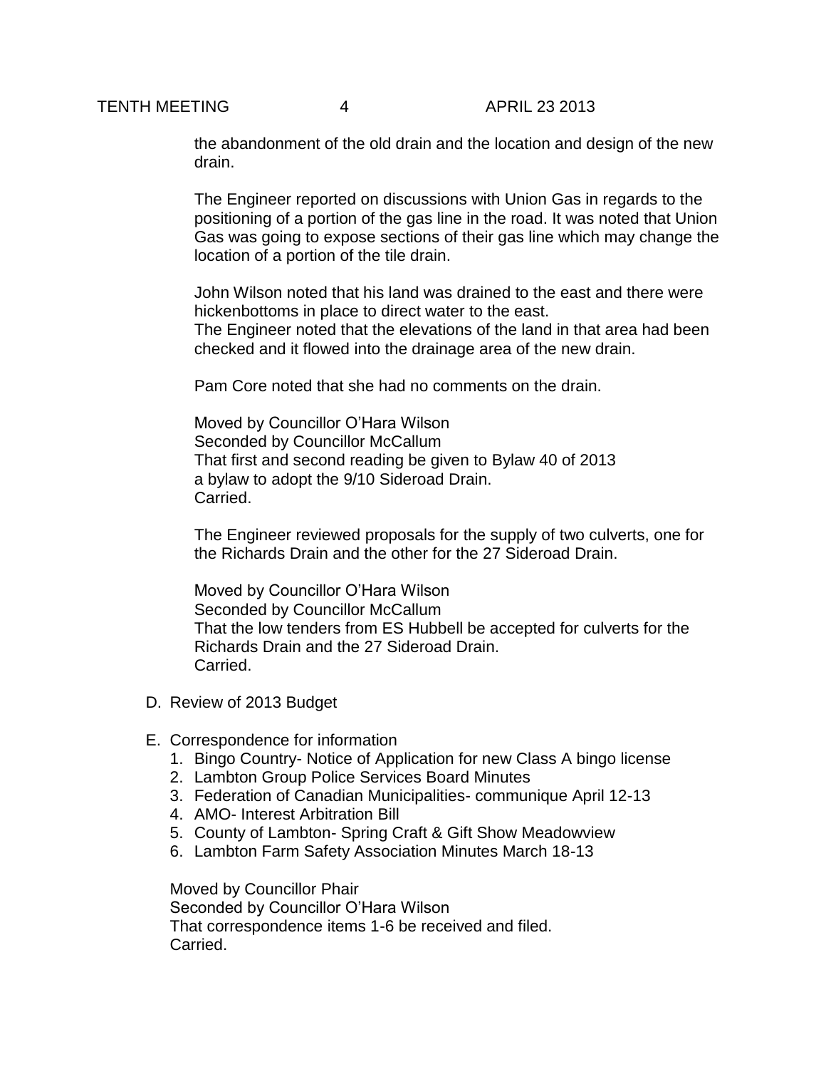the abandonment of the old drain and the location and design of the new drain.

The Engineer reported on discussions with Union Gas in regards to the positioning of a portion of the gas line in the road. It was noted that Union Gas was going to expose sections of their gas line which may change the location of a portion of the tile drain.

John Wilson noted that his land was drained to the east and there were hickenbottoms in place to direct water to the east.
The Engineer noted that the elevations of the land in that area had been checked and it flowed into the drainage area of the new drain.

Pam Core noted that she had no comments on the drain.

Moved by Councillor O'Hara Wilson
Seconded by Councillor McCallum
That first and second reading be given to Bylaw 40 of 2013 a bylaw to adopt the 9/10 Sideroad Drain.
Carried.

The Engineer reviewed proposals for the supply of two culverts, one for the Richards Drain and the other for the 27 Sideroad Drain.

Moved by Councillor O'Hara Wilson
Seconded by Councillor McCallum
That the low tenders from ES Hubbell be accepted for culverts for the Richards Drain and the 27 Sideroad Drain.
Carried.

D. Review of 2013 Budget

E. Correspondence for information
   1. Bingo Country- Notice of Application for new Class A bingo license
   2. Lambton Group Police Services Board Minutes
   3. Federation of Canadian Municipalities- communique April 12-13
   4. AMO- Interest Arbitration Bill
   5. County of Lambton- Spring Craft & Gift Show Meadowview
   6. Lambton Farm Safety Association Minutes March 18-13

Moved by Councillor Phair
Seconded by Councillor O'Hara Wilson
That correspondence items 1-6 be received and filed.
Carried.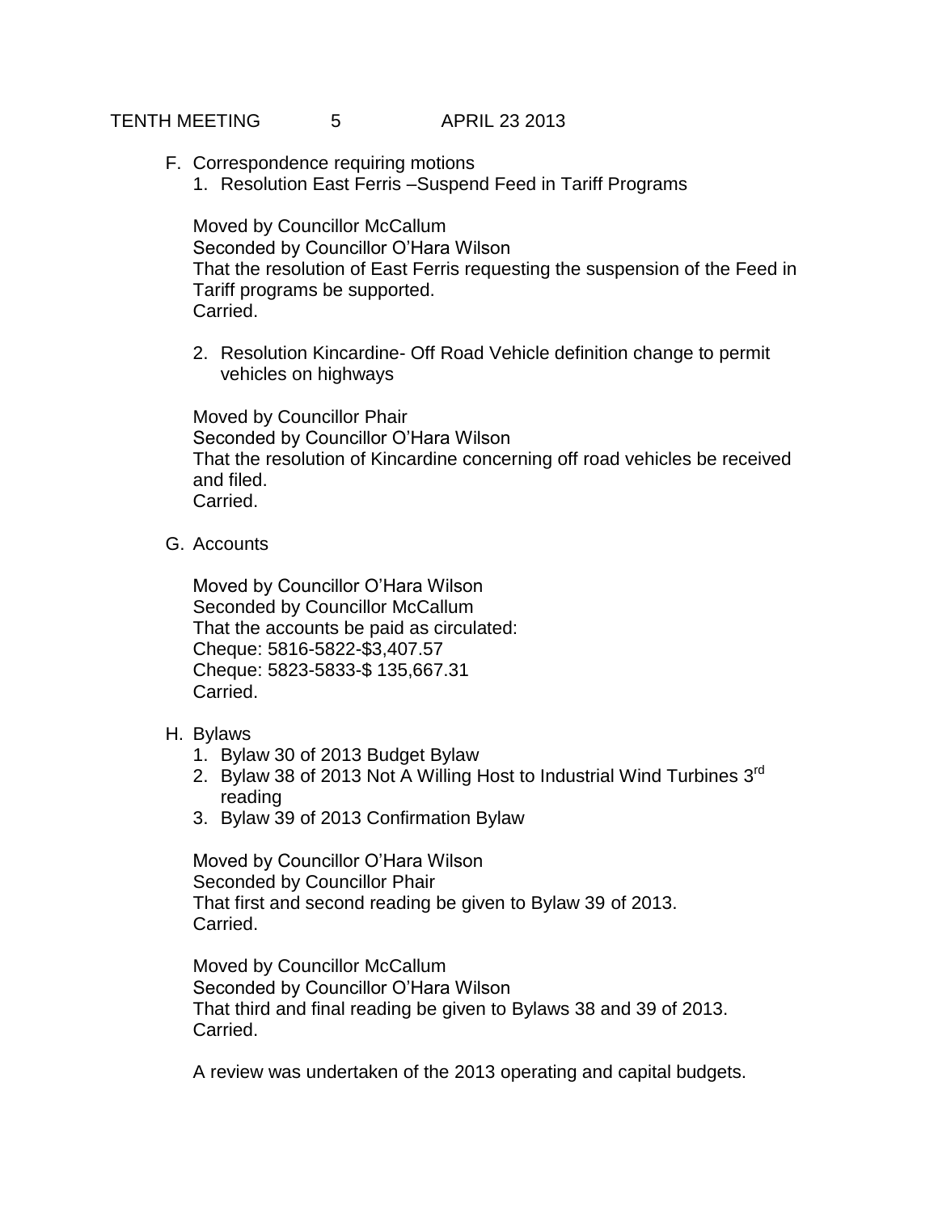F. Correspondence requiring motions
   1. Resolution East Ferris –Suspend Feed in Tariff Programs

   Moved by Councillor McCallum
   Seconded by Councillor O'Hara Wilson
   That the resolution of East Ferris requesting the suspension of the Feed in Tariff programs be supported.
   Carried.

   2. Resolution Kincardine- Off Road Vehicle definition change to permit vehicles on highways

   Moved by Councillor Phair
   Seconded by Councillor O'Hara Wilson
   That the resolution of Kincardine concerning off road vehicles be received and filed.
   Carried.

G. Accounts

   Moved by Councillor O'Hara Wilson
   Seconded by Councillor McCallum
   That the accounts be paid as circulated:
   Cheque: 5816-5822-$3,407.57
   Cheque: 5823-5833-$ 135,667.31
   Carried.

H. Bylaws
   1. Bylaw 30 of 2013 Budget Bylaw
   2. Bylaw 38 of 2013 Not A Willing Host to Industrial Wind Turbines 3rd reading
   3. Bylaw 39 of 2013 Confirmation Bylaw

   Moved by Councillor O'Hara Wilson
   Seconded by Councillor Phair
   That first and second reading be given to Bylaw 39 of 2013.
   Carried.

   Moved by Councillor McCallum
   Seconded by Councillor O'Hara Wilson
   That third and final reading be given to Bylaws 38 and 39 of 2013.
   Carried.

   A review was undertaken of the 2013 operating and capital budgets.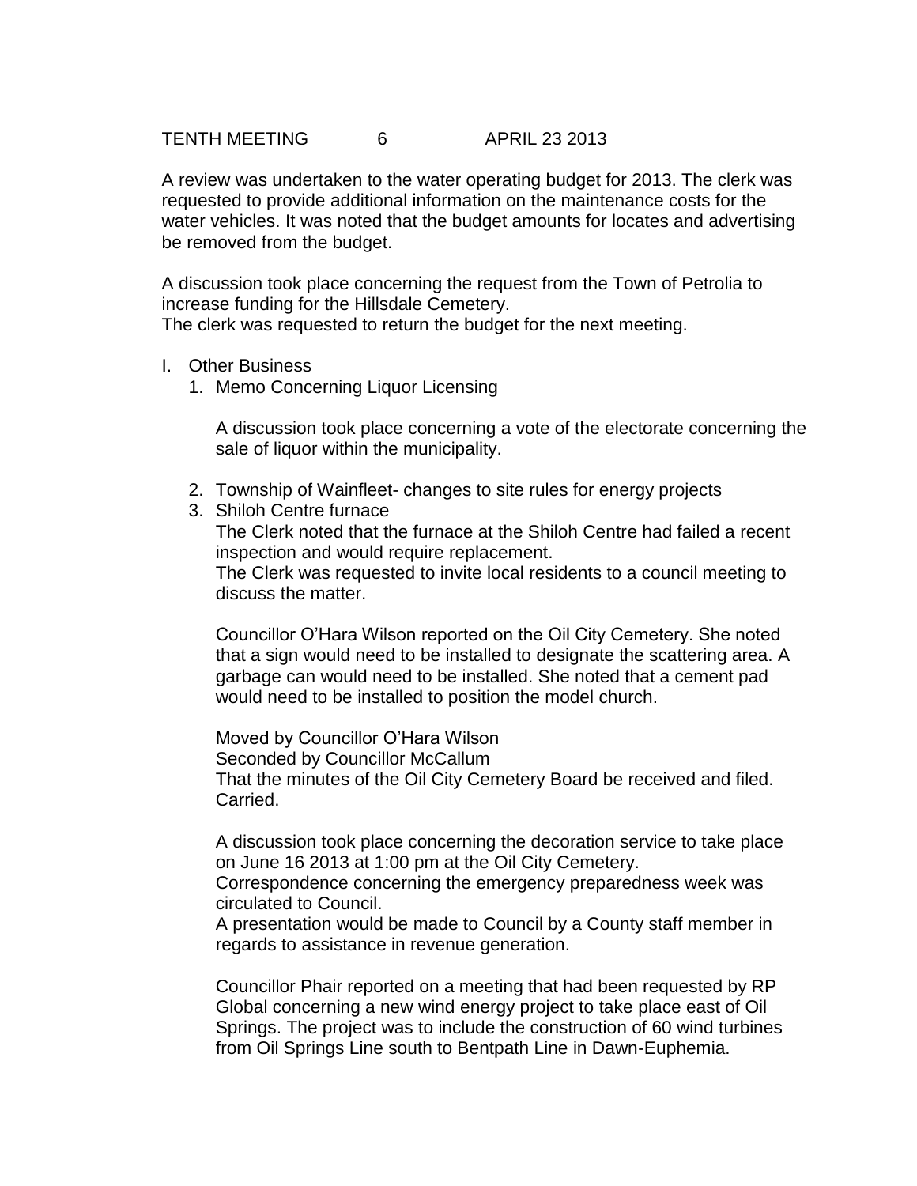A review was undertaken to the water operating budget for 2013. The clerk was requested to provide additional information on the maintenance costs for the water vehicles. It was noted that the budget amounts for locates and advertising be removed from the budget.

A discussion took place concerning the request from the Town of Petrolia to increase funding for the Hillsdale Cemetery.
The clerk was requested to return the budget for the next meeting.

I. Other Business
   1. Memo Concerning Liquor Licensing

      A discussion took place concerning a vote of the electorate concerning the sale of liquor within the municipality.

   2. Township of Wainfleet- changes to site rules for energy projects
   3. Shiloh Centre furnace
      The Clerk noted that the furnace at the Shiloh Centre had failed a recent inspection and would require replacement.
      The Clerk was requested to invite local residents to a council meeting to discuss the matter.

      Councillor O'Hara Wilson reported on the Oil City Cemetery. She noted that a sign would need to be installed to designate the scattering area. A garbage can would need to be installed. She noted that a cement pad would need to be installed to position the model church.

      Moved by Councillor O'Hara Wilson
      Seconded by Councillor McCallum
      That the minutes of the Oil City Cemetery Board be received and filed.
      Carried.

      A discussion took place concerning the decoration service to take place on June 16 2013 at 1:00 pm at the Oil City Cemetery.
      Correspondence concerning the emergency preparedness week was circulated to Council.
      A presentation would be made to Council by a County staff member in regards to assistance in revenue generation.

      Councillor Phair reported on a meeting that had been requested by RP Global concerning a new wind energy project to take place east of Oil Springs. The project was to include the construction of 60 wind turbines from Oil Springs Line south to Bentpath Line in Dawn-Euphemia.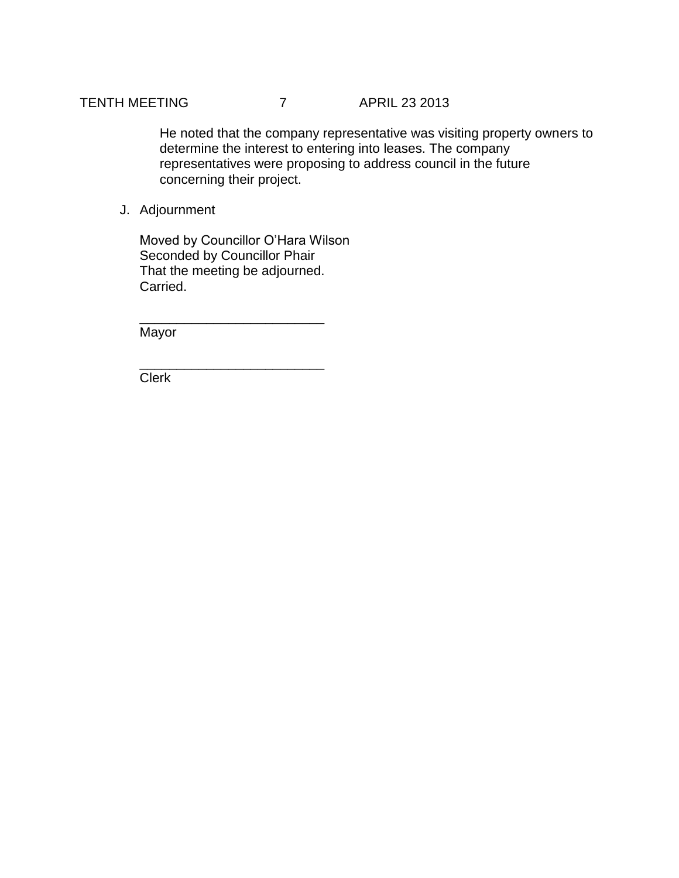He noted that the company representative was visiting property owners to determine the interest to entering into leases. The company representatives were proposing to address council in the future concerning their project.

J. Adjournment

Moved by Councillor O’Hara Wilson
Seconded by Councillor Phair
That the meeting be adjourned.
Carried.

_________________________
Mayor

_________________________
Clerk